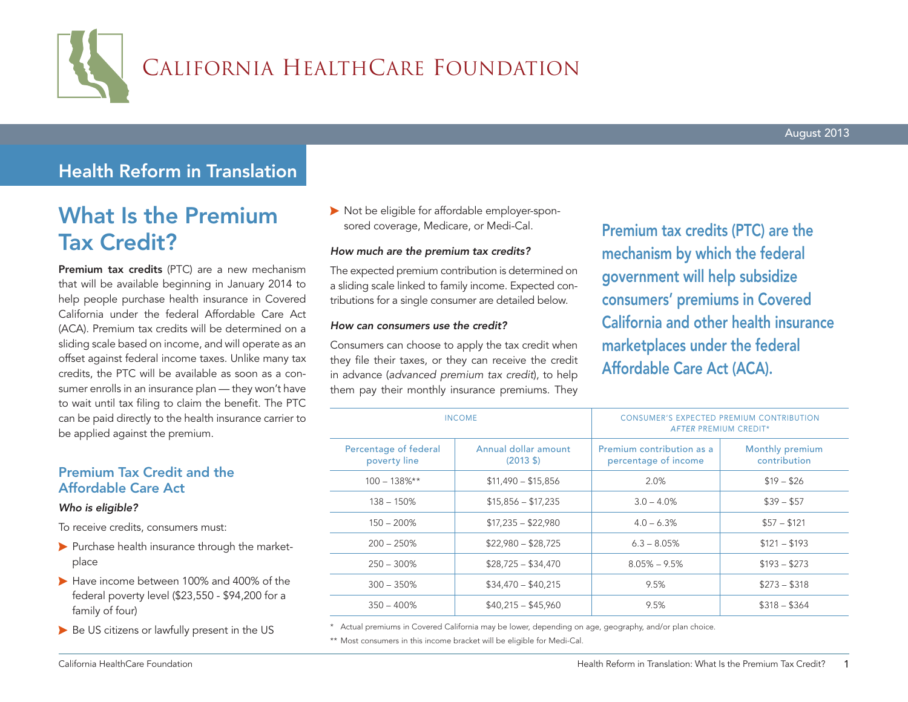# California HealthCare Foundation

August 2013

## Health Reform in Translation

# What Is the Premium Tax Credit?

**Premium tax credits** (PTC) are a new mechanism that will be available beginning in January 2014 to help people purchase health insurance in Covered California under the federal Affordable Care Act (ACA). Premium tax credits will be determined on a sliding scale based on income, and will operate as an offset against federal income taxes. Unlike many tax credits, the PTC will be available as soon as a consumer enrolls in an insurance plan — they won't have to wait until tax filing to claim the benefit. The PTC can be paid directly to the health insurance carrier to be applied against the premium.

## Premium Tax Credit and the Affordable Care Act

***Who is eligible?***

To receive credits, consumers must:

- Purchase health insurance through the marketplace
- Have income between 100% and 400% of the federal poverty level ($23,550 - $94,200 for a family of four)
- Be US citizens or lawfully present in the US
- Not be eligible for affordable employer-sponsored coverage, Medicare, or Medi-Cal.

***How much are the premium tax credits?***

The expected premium contribution is determined on a sliding scale linked to family income. Expected contributions for a single consumer are detailed below.

***How can consumers use the credit?***

Consumers can choose to apply the tax credit when they file their taxes, or they can receive the credit in advance (*advanced premium tax credit*), to help them pay their monthly insurance premiums. They

Premium tax credits (PTC) are the mechanism by which the federal government will help subsidize consumers' premiums in Covered California and other health insurance marketplaces under the federal Affordable Care Act (ACA).

| INCOME | | CONSUMER'S EXPECTED PREMIUM CONTRIBUTION *AFTER* PREMIUM CREDIT* | |
|---|---|---|---|
| Percentage of federal poverty line | Annual dollar amount (2013 $) | Premium contribution as a percentage of income | Monthly premium contribution |
| 100 – 138%** | $11,490 – $15,856 | 2.0% | $19 – $26 |
| 138 – 150% | $15,856 – $17,235 | 3.0 – 4.0% | $39 – $57 |
| 150 – 200% | $17,235 – $22,980 | 4.0 – 6.3% | $57 – $121 |
| 200 – 250% | $22,980 – $28,725 | 6.3 – 8.05% | $121 – $193 |
| 250 – 300% | $28,725 – $34,470 | 8.05% – 9.5% | $193 – $273 |
| 300 – 350% | $34,470 – $40,215 | 9.5% | $273 – $318 |
| 350 – 400% | $40,215 – $45,960 | 9.5% | $318 – $364 |

\* Actual premiums in Covered California may be lower, depending on age, geography, and/or plan choice.

\*\* Most consumers in this income bracket will be eligible for Medi-Cal.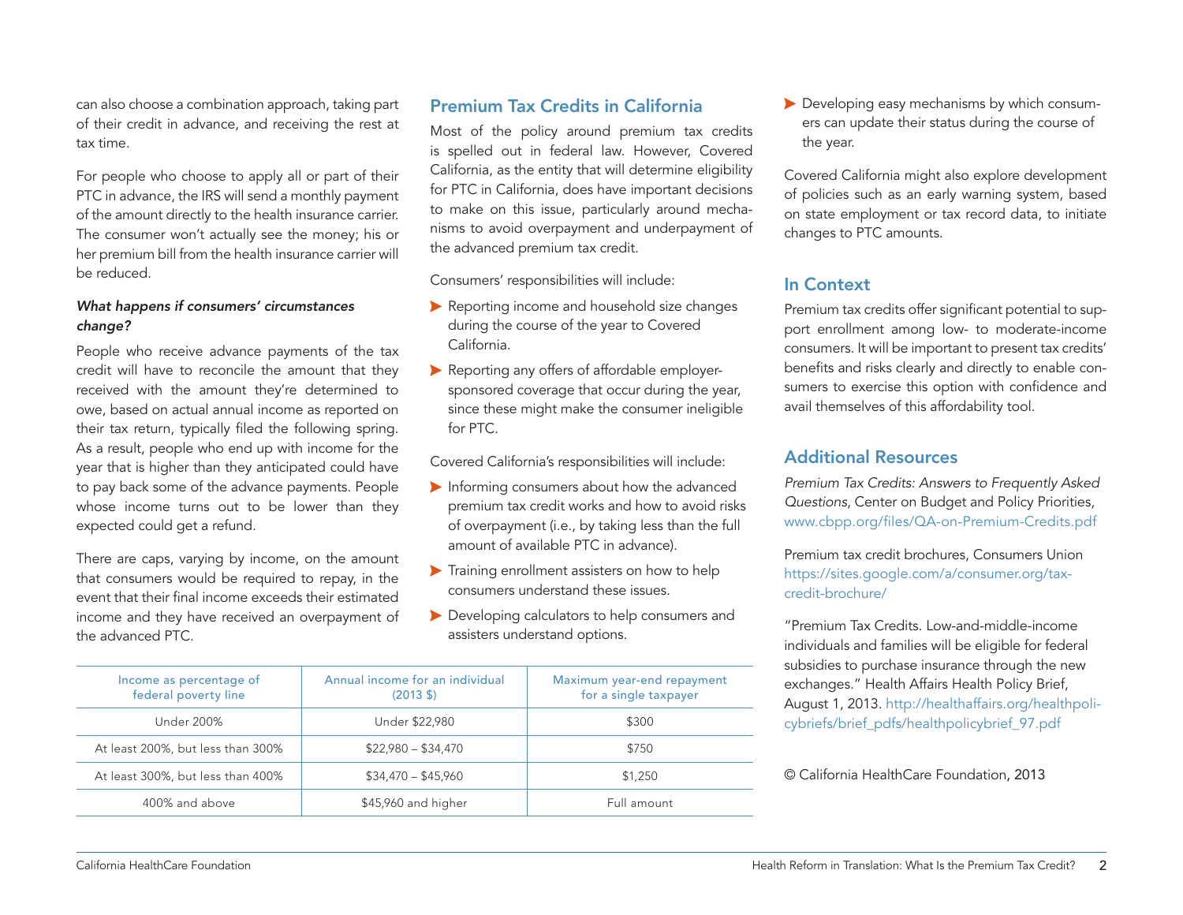can also choose a combination approach, taking part of their credit in advance, and receiving the rest at tax time.

For people who choose to apply all or part of their PTC in advance, the IRS will send a monthly payment of the amount directly to the health insurance carrier. The consumer won't actually see the money; his or her premium bill from the health insurance carrier will be reduced.

***What happens if consumers' circumstances change?***

People who receive advance payments of the tax credit will have to reconcile the amount that they received with the amount they're determined to owe, based on actual annual income as reported on their tax return, typically filed the following spring. As a result, people who end up with income for the year that is higher than they anticipated could have to pay back some of the advance payments. People whose income turns out to be lower than they expected could get a refund.

There are caps, varying by income, on the amount that consumers would be required to repay, in the event that their final income exceeds their estimated income and they have received an overpayment of the advanced PTC.

| Income as percentage of federal poverty line | Annual income for an individual (2013 $) | Maximum year-end repayment for a single taxpayer |
|---|---|---|
| Under 200% | Under $22,980 | $300 |
| At least 200%, but less than 300% | $22,980 – $34,470 | $750 |
| At least 300%, but less than 400% | $34,470 – $45,960 | $1,250 |
| 400% and above | $45,960 and higher | Full amount |

## Premium Tax Credits in California

Most of the policy around premium tax credits is spelled out in federal law. However, Covered California, as the entity that will determine eligibility for PTC in California, does have important decisions to make on this issue, particularly around mechanisms to avoid overpayment and underpayment of the advanced premium tax credit.

Consumers' responsibilities will include:

- Reporting income and household size changes during the course of the year to Covered California.
- Reporting any offers of affordable employer-sponsored coverage that occur during the year, since these might make the consumer ineligible for PTC.

Covered California's responsibilities will include:

- Informing consumers about how the advanced premium tax credit works and how to avoid risks of overpayment (i.e., by taking less than the full amount of available PTC in advance).
- Training enrollment assisters on how to help consumers understand these issues.
- Developing calculators to help consumers and assisters understand options.
- Developing easy mechanisms by which consumers can update their status during the course of the year.

Covered California might also explore development of policies such as an early warning system, based on state employment or tax record data, to initiate changes to PTC amounts.

## In Context

Premium tax credits offer significant potential to support enrollment among low- to moderate-income consumers. It will be important to present tax credits' benefits and risks clearly and directly to enable consumers to exercise this option with confidence and avail themselves of this affordability tool.

## Additional Resources

*Premium Tax Credits: Answers to Frequently Asked Questions*, Center on Budget and Policy Priorities, www.cbpp.org/files/QA-on-Premium-Credits.pdf

Premium tax credit brochures, Consumers Union https://sites.google.com/a/consumer.org/tax-credit-brochure/

"Premium Tax Credits. Low-and-middle-income individuals and families will be eligible for federal subsidies to purchase insurance through the new exchanges." Health Affairs Health Policy Brief, August 1, 2013. http://healthaffairs.org/healthpolicybriefs/brief_pdfs/healthpolicybrief_97.pdf

© California HealthCare Foundation, 2013